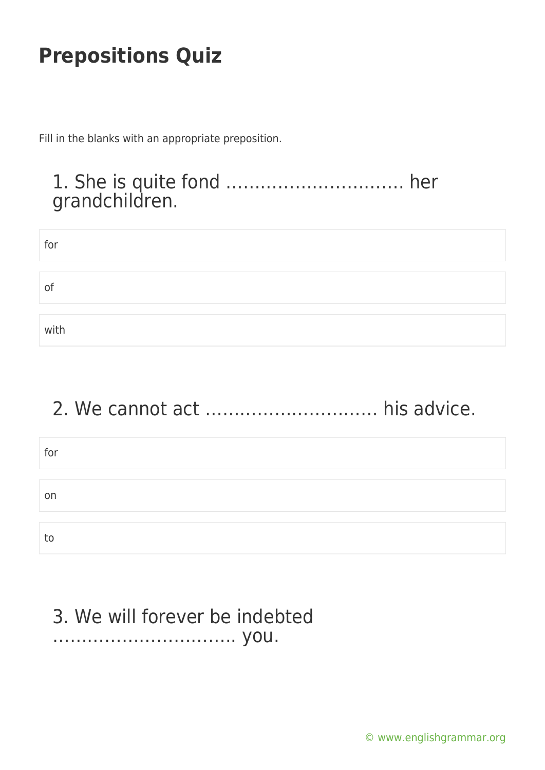# Prepositions Quiz

Fill in the blanks with an appropriate preposition.

## 1. She is quite fond ………………………… her grandchildren.

- for
- of
- with

## 2. We cannot act ………………………… his advice.

- for
- on
- to

## 3. We will forever be indebted ………………………….. you.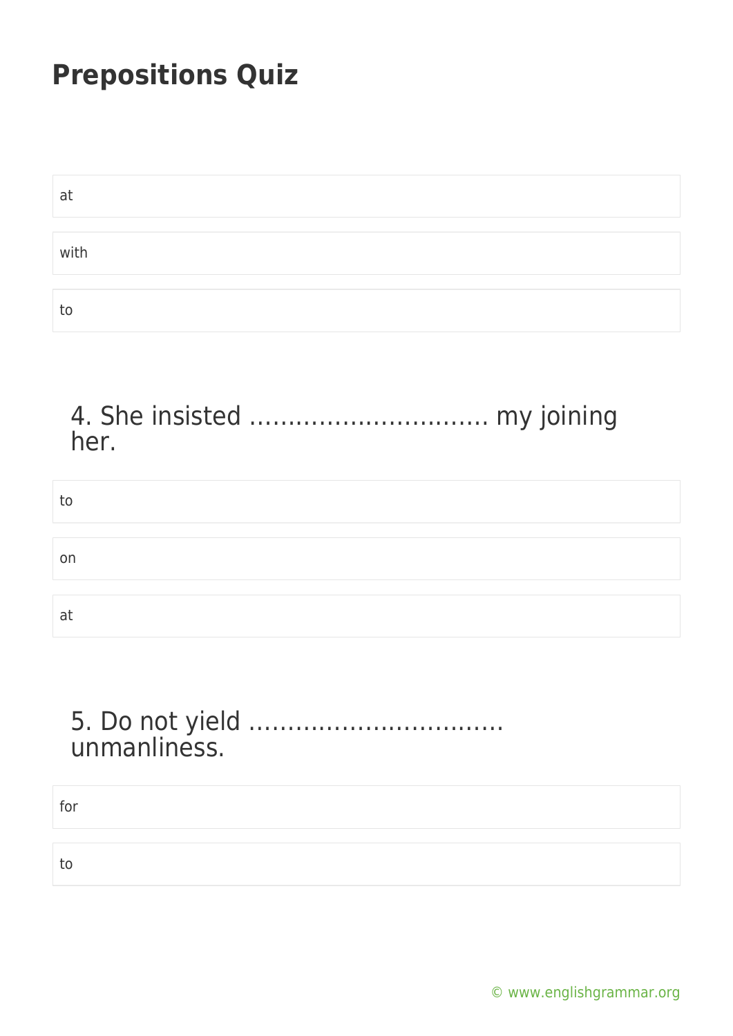## Prepositions Quiz

at

with

to

4. She insisted ………………………… my joining her.

to

on

at

5. Do not yield ………………………….. unmanliness.

for

to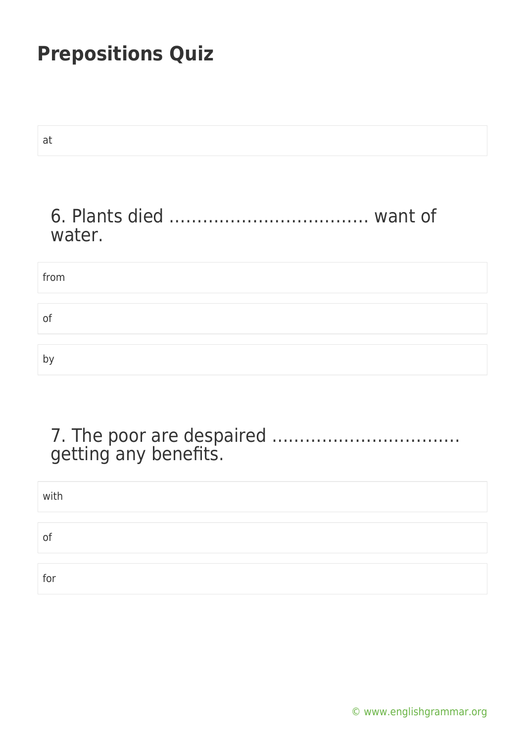## Prepositions Quiz

at

### 6. Plants died ……………………………… want of water.

from

of

by

### 7. The poor are despaired …………………………… getting any benefits.

with

of

for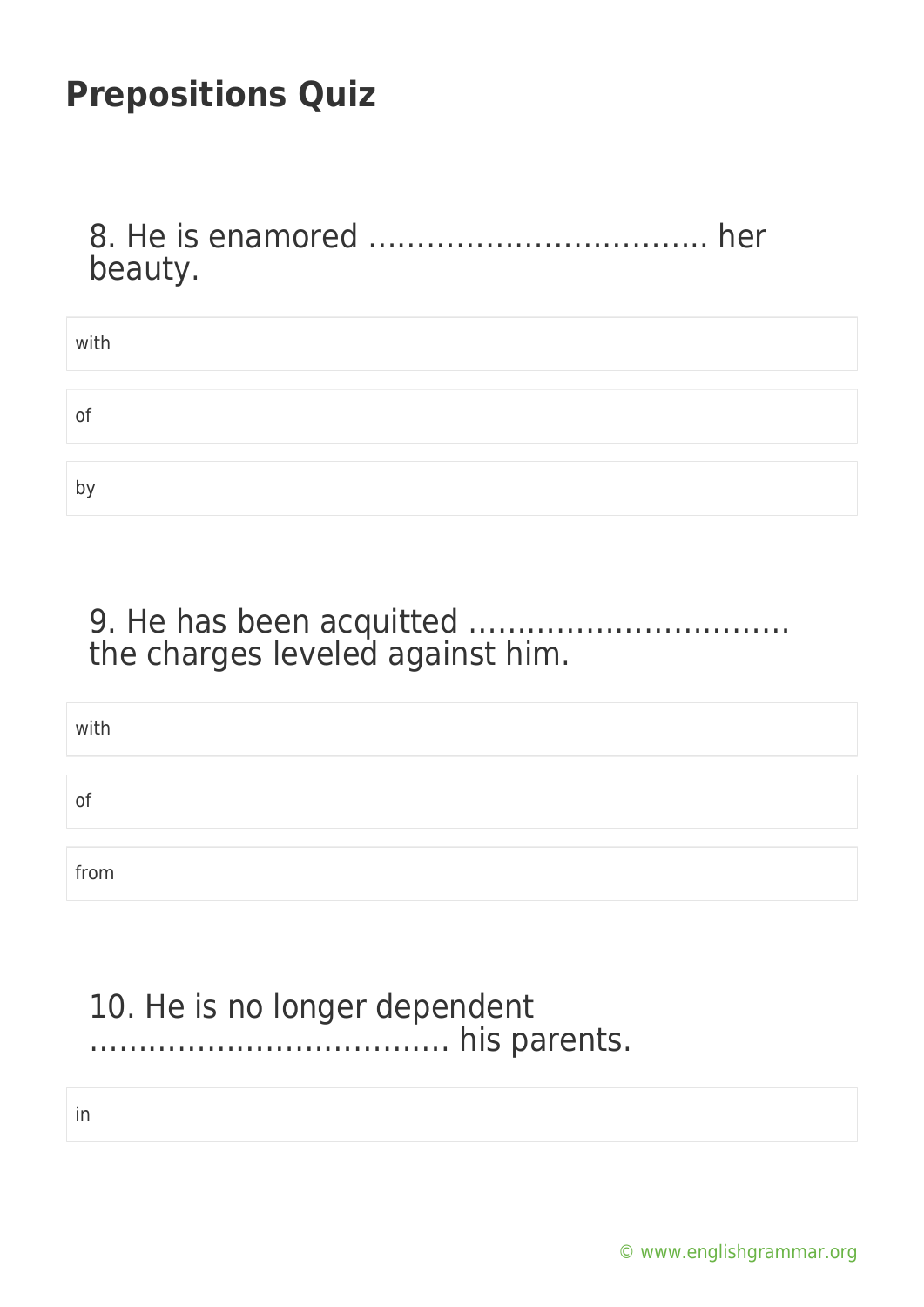# Prepositions Quiz

8. He is enamored ……………………………. her beauty.

with

of

by

9. He has been acquitted …………………………… the charges leveled against him.

with

of

from

10. He is no longer dependent ………………………………. his parents.

in

© www.englishgrammar.org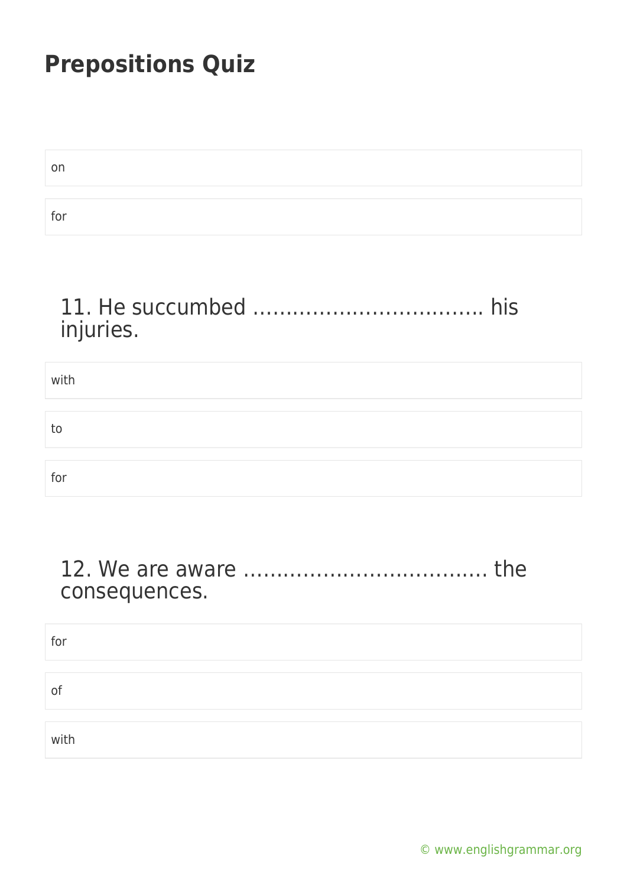# Prepositions Quiz

on

for

### 11. He succumbed ……………………………. his injuries.

with

to

for

### 12. We are aware ……………………………… the consequences.

for

of

with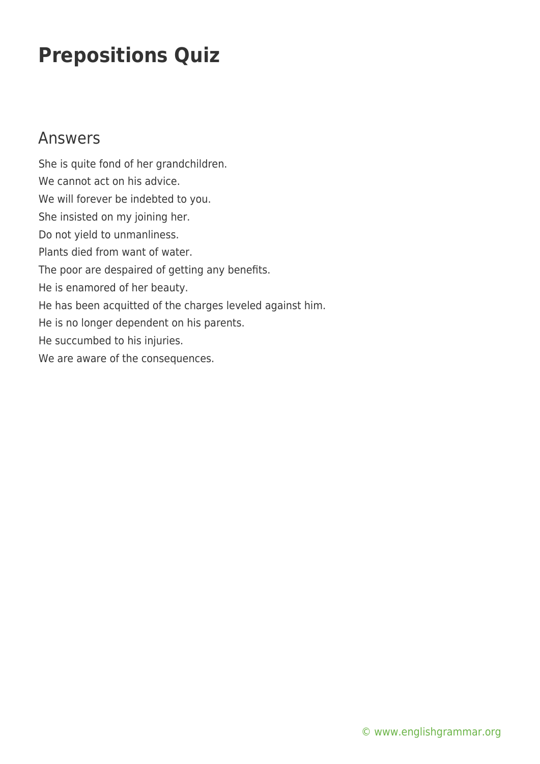# Prepositions Quiz

## Answers

She is quite fond of her grandchildren.
We cannot act on his advice.
We will forever be indebted to you.
She insisted on my joining her.
Do not yield to unmanliness.
Plants died from want of water.
The poor are despaired of getting any benefits.
He is enamored of her beauty.
He has been acquitted of the charges leveled against him.
He is no longer dependent on his parents.
He succumbed to his injuries.
We are aware of the consequences.